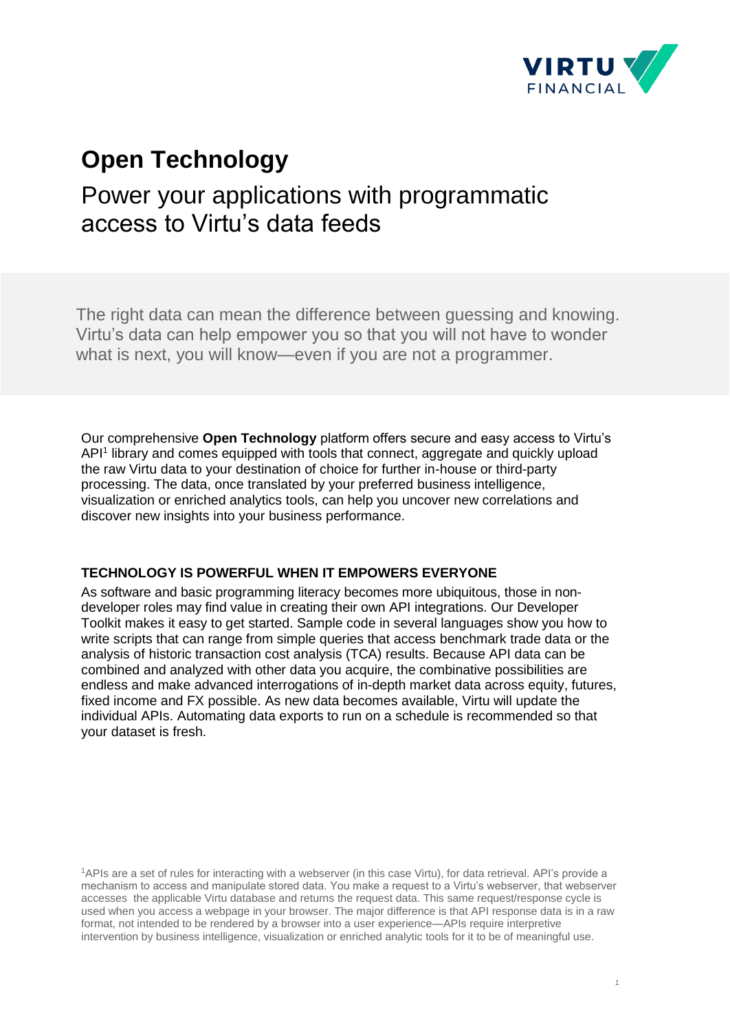# Open Technology

## Power your applications with programmatic access to Virtu's data feeds

The right data can mean the difference between guessing and knowing. Virtu's data can help empower you so that you will not have to wonder what is next, you will know—even if you are not a programmer.

Our comprehensive **Open Technology** platform offers secure and easy access to Virtu's API[1] library and comes equipped with tools that connect, aggregate and quickly upload the raw Virtu data to your destination of choice for further in-house or third-party processing. The data, once translated by your preferred business intelligence, visualization or enriched analytics tools, can help you uncover new correlations and discover new insights into your business performance.

### TECHNOLOGY IS POWERFUL WHEN IT EMPOWERS EVERYONE

As software and basic programming literacy becomes more ubiquitous, those in non-developer roles may find value in creating their own API integrations. Our Developer Toolkit makes it easy to get started. Sample code in several languages show you how to write scripts that can range from simple queries that access benchmark trade data or the analysis of historic transaction cost analysis (TCA) results. Because API data can be combined and analyzed with other data you acquire, the combinative possibilities are endless and make advanced interrogations of in-depth market data across equity, futures, fixed income and FX possible. As new data becomes available, Virtu will update the individual APIs. Automating data exports to run on a schedule is recommended so that your dataset is fresh.

[1]APIs are a set of rules for interacting with a webserver (in this case Virtu), for data retrieval. API's provide a mechanism to access and manipulate stored data. You make a request to a Virtu's webserver, that webserver accesses the applicable Virtu database and returns the request data. This same request/response cycle is used when you access a webpage in your browser. The major difference is that API response data is in a raw format, not intended to be rendered by a browser into a user experience—APIs require interpretive intervention by business intelligence, visualization or enriched analytic tools for it to be of meaningful use.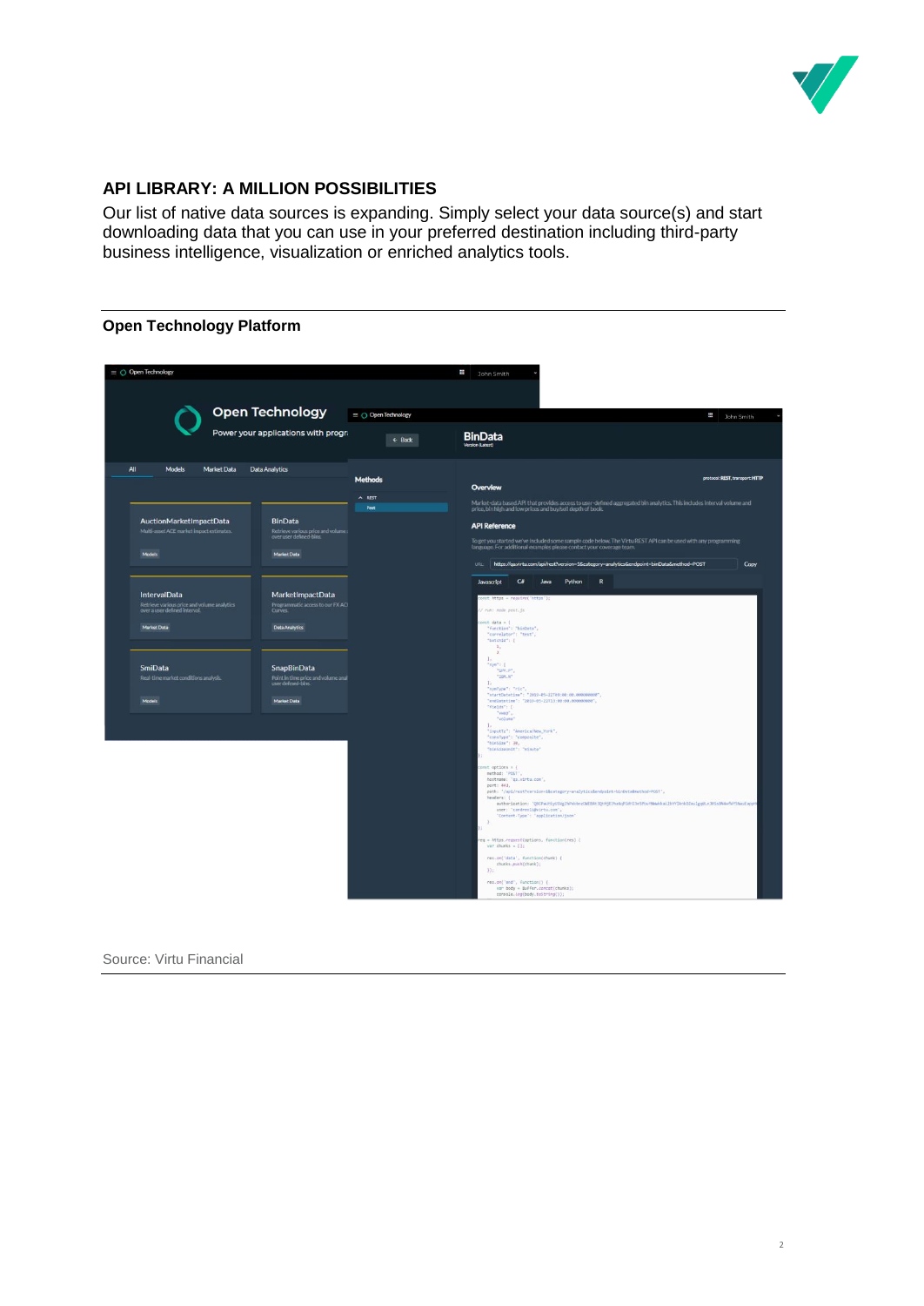## API LIBRARY: A MILLION POSSIBILITIES

Our list of native data sources is expanding. Simply select your data source(s) and start downloading data that you can use in your preferred destination including third-party business intelligence, visualization or enriched analytics tools.

**Open Technology Platform**

Source: Virtu Financial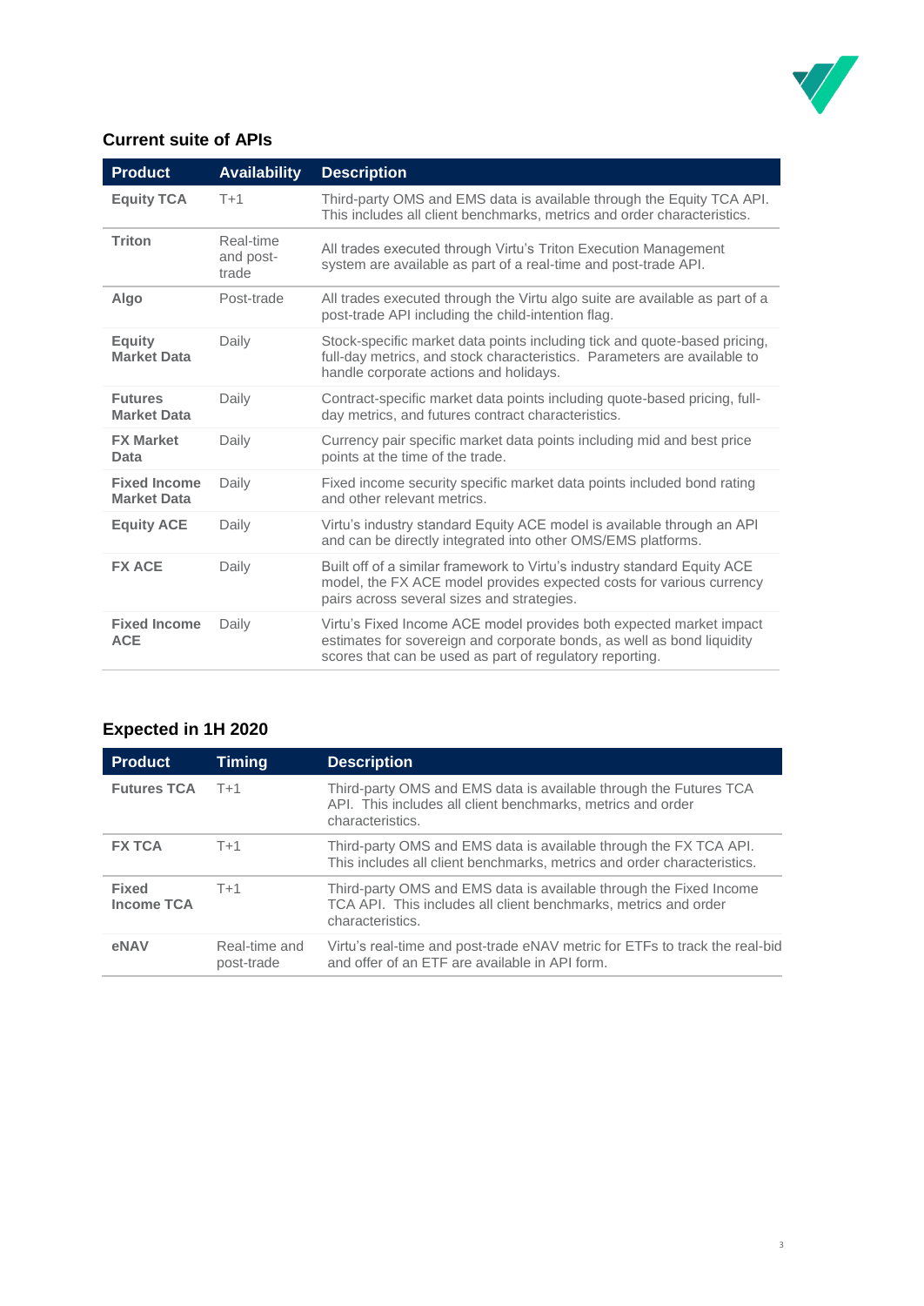### Current suite of APIs

| Product | Availability | Description |
|---|---|---|
| **Equity TCA** | T+1 | Third-party OMS and EMS data is available through the Equity TCA API. This includes all client benchmarks, metrics and order characteristics. |
| **Triton** | Real-time and post-trade | All trades executed through Virtu's Triton Execution Management system are available as part of a real-time and post-trade API. |
| **Algo** | Post-trade | All trades executed through the Virtu algo suite are available as part of a post-trade API including the child-intention flag. |
| **Equity Market Data** | Daily | Stock-specific market data points including tick and quote-based pricing, full-day metrics, and stock characteristics. Parameters are available to handle corporate actions and holidays. |
| **Futures Market Data** | Daily | Contract-specific market data points including quote-based pricing, full-day metrics, and futures contract characteristics. |
| **FX Market Data** | Daily | Currency pair specific market data points including mid and best price points at the time of the trade. |
| **Fixed Income Market Data** | Daily | Fixed income security specific market data points included bond rating and other relevant metrics. |
| **Equity ACE** | Daily | Virtu's industry standard Equity ACE model is available through an API and can be directly integrated into other OMS/EMS platforms. |
| **FX ACE** | Daily | Built off of a similar framework to Virtu's industry standard Equity ACE model, the FX ACE model provides expected costs for various currency pairs across several sizes and strategies. |
| **Fixed Income ACE** | Daily | Virtu's Fixed Income ACE model provides both expected market impact estimates for sovereign and corporate bonds, as well as bond liquidity scores that can be used as part of regulatory reporting. |

### Expected in 1H 2020

| Product | Timing | Description |
|---|---|---|
| **Futures TCA** | T+1 | Third-party OMS and EMS data is available through the Futures TCA API. This includes all client benchmarks, metrics and order characteristics. |
| **FX TCA** | T+1 | Third-party OMS and EMS data is available through the FX TCA API. This includes all client benchmarks, metrics and order characteristics. |
| **Fixed Income TCA** | T+1 | Third-party OMS and EMS data is available through the Fixed Income TCA API. This includes all client benchmarks, metrics and order characteristics. |
| **eNAV** | Real-time and post-trade | Virtu's real-time and post-trade eNAV metric for ETFs to track the real-bid and offer of an ETF are available in API form. |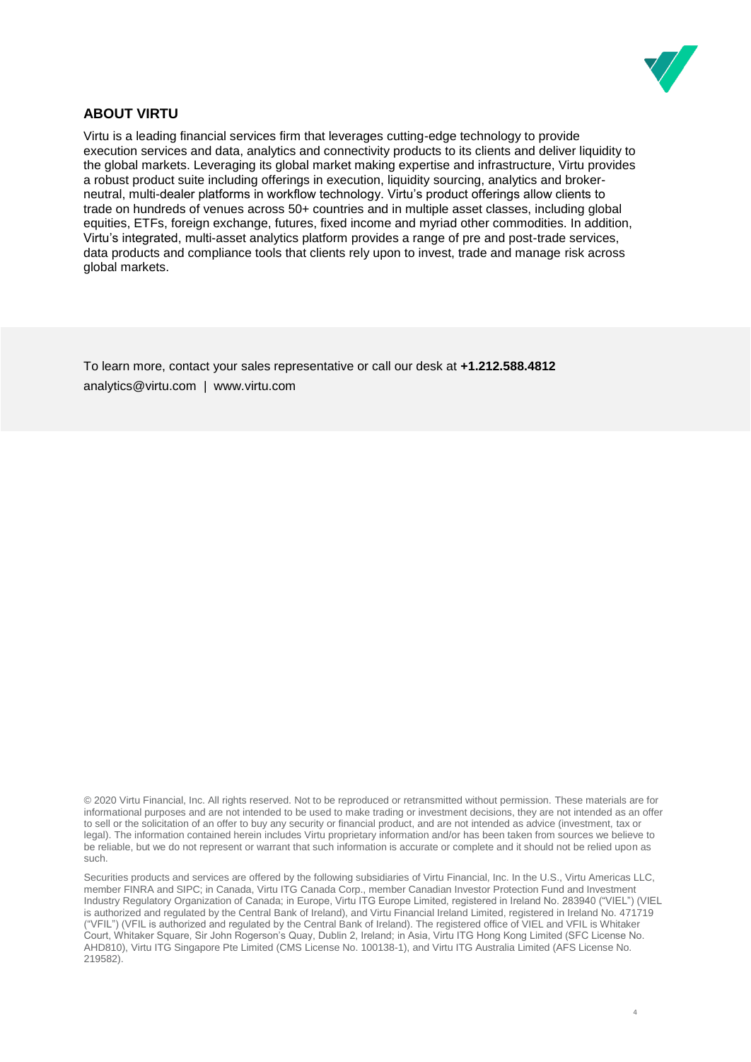## ABOUT VIRTU

Virtu is a leading financial services firm that leverages cutting-edge technology to provide execution services and data, analytics and connectivity products to its clients and deliver liquidity to the global markets. Leveraging its global market making expertise and infrastructure, Virtu provides a robust product suite including offerings in execution, liquidity sourcing, analytics and broker-neutral, multi-dealer platforms in workflow technology. Virtu's product offerings allow clients to trade on hundreds of venues across 50+ countries and in multiple asset classes, including global equities, ETFs, foreign exchange, futures, fixed income and myriad other commodities. In addition, Virtu's integrated, multi-asset analytics platform provides a range of pre and post-trade services, data products and compliance tools that clients rely upon to invest, trade and manage risk across global markets.

To learn more, contact your sales representative or call our desk at **+1.212.588.4812**
analytics@virtu.com | www.virtu.com

© 2020 Virtu Financial, Inc. All rights reserved. Not to be reproduced or retransmitted without permission. These materials are for informational purposes and are not intended to be used to make trading or investment decisions, they are not intended as an offer to sell or the solicitation of an offer to buy any security or financial product, and are not intended as advice (investment, tax or legal). The information contained herein includes Virtu proprietary information and/or has been taken from sources we believe to be reliable, but we do not represent or warrant that such information is accurate or complete and it should not be relied upon as such.

Securities products and services are offered by the following subsidiaries of Virtu Financial, Inc. In the U.S., Virtu Americas LLC, member FINRA and SIPC; in Canada, Virtu ITG Canada Corp., member Canadian Investor Protection Fund and Investment Industry Regulatory Organization of Canada; in Europe, Virtu ITG Europe Limited, registered in Ireland No. 283940 ("VIEL") (VIEL is authorized and regulated by the Central Bank of Ireland), and Virtu Financial Ireland Limited, registered in Ireland No. 471719 ("VFIL") (VFIL is authorized and regulated by the Central Bank of Ireland). The registered office of VIEL and VFIL is Whitaker Court, Whitaker Square, Sir John Rogerson's Quay, Dublin 2, Ireland; in Asia, Virtu ITG Hong Kong Limited (SFC License No. AHD810), Virtu ITG Singapore Pte Limited (CMS License No. 100138-1), and Virtu ITG Australia Limited (AFS License No. 219582).